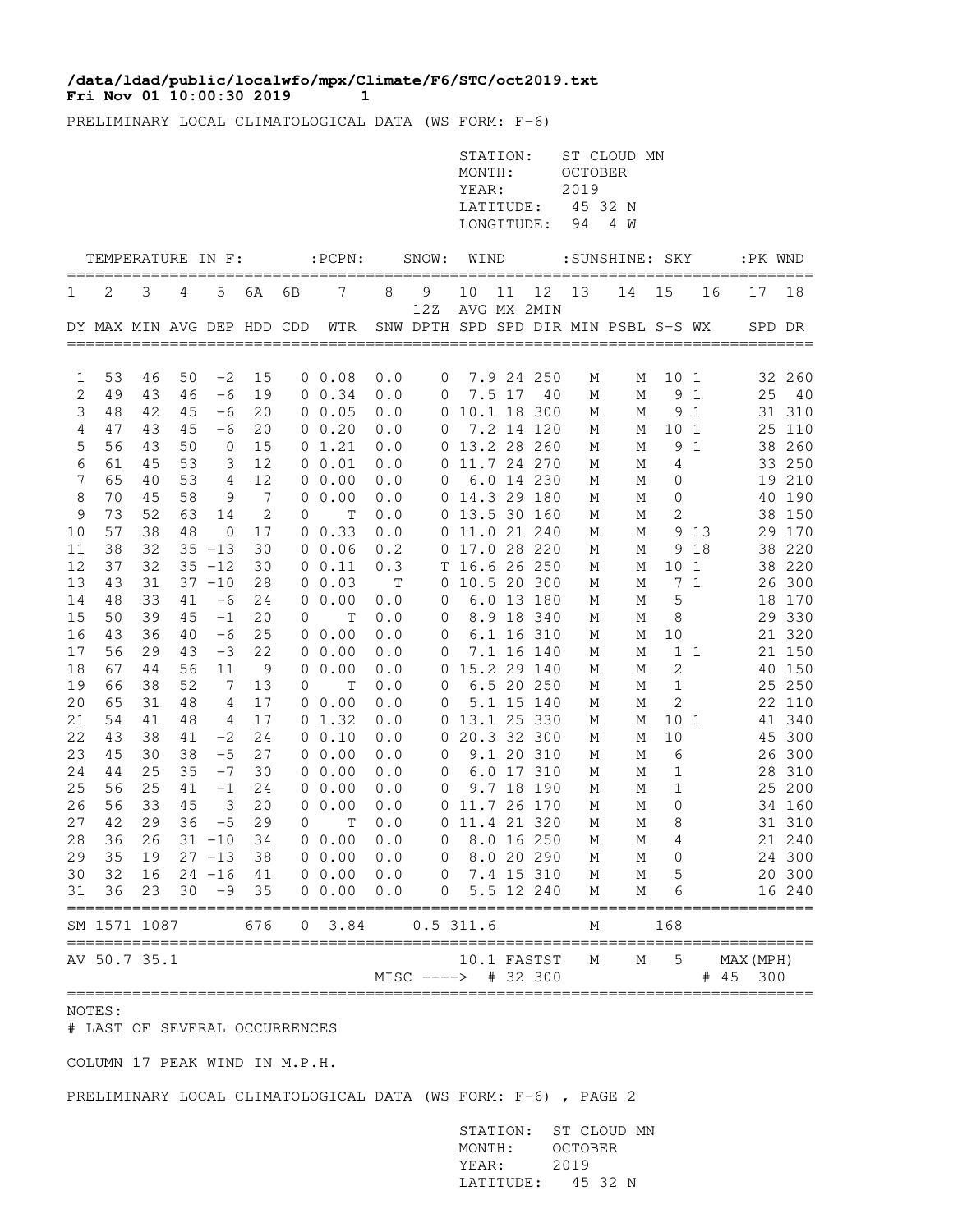**/data/ldad/public/localwfo/mpx/Climate/F6/STC/oct2019.txt**
**Fri Nov 01 10:00:30 2019**

PRELIMINARY LOCAL CLIMATOLOGICAL DATA (WS FORM: F-6)

STATION: ST CLOUD MN
MONTH: OCTOBER
YEAR: 2019
LATITUDE: 45 32 N
LONGITUDE: 94 4 W

| TEMPERATURE IN F: | | | | | | | :PCPN: | | SNOW: | WIND | | | :SUNSHINE: | | SKY | | :PK WND | |
|---|---|---|---|---|---|---|---|---|---|---|---|---|---|---|---|---|---|---|
| 1 | 2 | 3 | 4 | 5 | 6A | 6B | 7 | 8 | 9 | 10 | 11 | 12 | 13 | 14 | 15 | 16 | 17 | 18 |
| | | | | | | | | | 12Z | AVG | MX | 2MIN | | | | | | |
| DY | MAX | MIN | AVG | DEP | HDD | CDD | WTR | SNW | DPTH | SPD | SPD | DIR | MIN | PSBL | S-S | WX | SPD | DR |
| 1 | 53 | 46 | 50 | -2 | 15 | 0 | 0.08 | 0.0 | 0 | 7.9 | 24 | 250 | M | M | 10 | 1 | 32 | 260 |
| 2 | 49 | 43 | 46 | -6 | 19 | 0 | 0.34 | 0.0 | 0 | 7.5 | 17 | 40 | M | M | 9 | 1 | 25 | 40 |
| 3 | 48 | 42 | 45 | -6 | 20 | 0 | 0.05 | 0.0 | 0 | 10.1 | 18 | 300 | M | M | 9 | 1 | 31 | 310 |
| 4 | 47 | 43 | 45 | -6 | 20 | 0 | 0.20 | 0.0 | 0 | 7.2 | 14 | 120 | M | M | 10 | 1 | 25 | 110 |
| 5 | 56 | 43 | 50 | 0 | 15 | 0 | 1.21 | 0.0 | 0 | 13.2 | 28 | 260 | M | M | 9 | 1 | 38 | 260 |
| 6 | 61 | 45 | 53 | 3 | 12 | 0 | 0.01 | 0.0 | 0 | 11.7 | 24 | 270 | M | M | 4 | | 33 | 250 |
| 7 | 65 | 40 | 53 | 4 | 12 | 0 | 0.00 | 0.0 | 0 | 6.0 | 14 | 230 | M | M | 0 | | 19 | 210 |
| 8 | 70 | 45 | 58 | 9 | 7 | 0 | 0.00 | 0.0 | 0 | 14.3 | 29 | 180 | M | M | 0 | | 40 | 190 |
| 9 | 73 | 52 | 63 | 14 | 2 | 0 | T | 0.0 | 0 | 13.5 | 30 | 160 | M | M | 2 | | 38 | 150 |
| 10 | 57 | 38 | 48 | 0 | 17 | 0 | 0.33 | 0.0 | 0 | 11.0 | 21 | 240 | M | M | 9 | 13 | 29 | 170 |
| 11 | 38 | 32 | 35 | -13 | 30 | 0 | 0.06 | 0.2 | 0 | 17.0 | 28 | 220 | M | M | 9 | 18 | 38 | 220 |
| 12 | 37 | 32 | 35 | -12 | 30 | 0 | 0.11 | 0.3 | T | 16.6 | 26 | 250 | M | M | 10 | 1 | 38 | 220 |
| 13 | 43 | 31 | 37 | -10 | 28 | 0 | 0.03 | T | 0 | 10.5 | 20 | 300 | M | M | 7 | 1 | 26 | 300 |
| 14 | 48 | 33 | 41 | -6 | 24 | 0 | 0.00 | 0.0 | 0 | 6.0 | 13 | 180 | M | M | 5 | | 18 | 170 |
| 15 | 50 | 39 | 45 | -1 | 20 | 0 | T | 0.0 | 0 | 8.9 | 18 | 340 | M | M | 8 | | 29 | 330 |
| 16 | 43 | 36 | 40 | -6 | 25 | 0 | 0.00 | 0.0 | 0 | 6.1 | 16 | 310 | M | M | 10 | | 21 | 320 |
| 17 | 56 | 29 | 43 | -3 | 22 | 0 | 0.00 | 0.0 | 0 | 7.1 | 16 | 140 | M | M | 1 | 1 | 21 | 150 |
| 18 | 67 | 44 | 56 | 11 | 9 | 0 | 0.00 | 0.0 | 0 | 15.2 | 29 | 140 | M | M | 2 | | 40 | 150 |
| 19 | 66 | 38 | 52 | 7 | 13 | 0 | T | 0.0 | 0 | 6.5 | 20 | 250 | M | M | 1 | | 25 | 250 |
| 20 | 65 | 31 | 48 | 4 | 17 | 0 | 0.00 | 0.0 | 0 | 5.1 | 15 | 140 | M | M | 2 | | 22 | 110 |
| 21 | 54 | 41 | 48 | 4 | 17 | 0 | 1.32 | 0.0 | 0 | 13.1 | 25 | 330 | M | M | 10 | 1 | 41 | 340 |
| 22 | 43 | 38 | 41 | -2 | 24 | 0 | 0.10 | 0.0 | 0 | 20.3 | 32 | 300 | M | M | 10 | | 45 | 300 |
| 23 | 45 | 30 | 38 | -5 | 27 | 0 | 0.00 | 0.0 | 0 | 9.1 | 20 | 310 | M | M | 6 | | 26 | 300 |
| 24 | 44 | 25 | 35 | -7 | 30 | 0 | 0.00 | 0.0 | 0 | 6.0 | 17 | 310 | M | M | 1 | | 28 | 310 |
| 25 | 56 | 25 | 41 | -1 | 24 | 0 | 0.00 | 0.0 | 0 | 9.7 | 18 | 190 | M | M | 1 | | 25 | 200 |
| 26 | 56 | 33 | 45 | 3 | 20 | 0 | 0.00 | 0.0 | 0 | 11.7 | 26 | 170 | M | M | 0 | | 34 | 160 |
| 27 | 42 | 29 | 36 | -5 | 29 | 0 | T | 0.0 | 0 | 11.4 | 21 | 320 | M | M | 8 | | 31 | 310 |
| 28 | 36 | 26 | 31 | -10 | 34 | 0 | 0.00 | 0.0 | 0 | 8.0 | 16 | 250 | M | M | 4 | | 21 | 240 |
| 29 | 35 | 19 | 27 | -13 | 38 | 0 | 0.00 | 0.0 | 0 | 8.0 | 20 | 290 | M | M | 0 | | 24 | 300 |
| 30 | 32 | 16 | 24 | -16 | 41 | 0 | 0.00 | 0.0 | 0 | 7.4 | 15 | 310 | M | M | 5 | | 20 | 300 |
| 31 | 36 | 23 | 30 | -9 | 35 | 0 | 0.00 | 0.0 | 0 | 5.5 | 12 | 240 | M | M | 6 | | 16 | 240 |
| SM | 1571 | 1087 | | | 676 | 0 | 3.84 | 0.5 | | 311.6 | | | M | | 168 | | | |
| AV | 50.7 | 35.1 | | | | | | | | 10.1 | FASTST | | M | M | 5 | | MAX(MPH) | |
| | | | | | | | | MISC ----> | | | # 32 | 300 | | | | | # 45 | 300 |

NOTES:
# LAST OF SEVERAL OCCURRENCES

COLUMN 17 PEAK WIND IN M.P.H.

PRELIMINARY LOCAL CLIMATOLOGICAL DATA (WS FORM: F-6) , PAGE 2

STATION: ST CLOUD MN
MONTH: OCTOBER
YEAR: 2019
LATITUDE: 45 32 N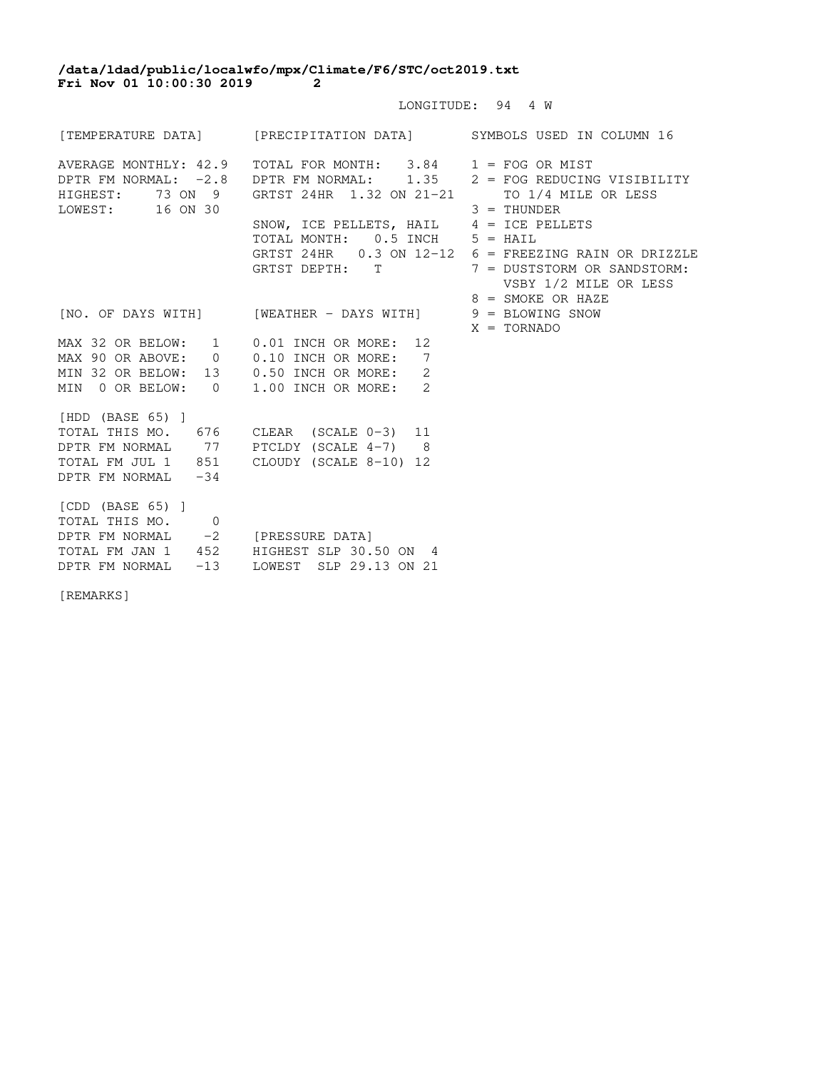**/data/ldad/public/localwfo/mpx/Climate/F6/STC/oct2019.txt**
**Fri Nov 01 10:00:30 2019 2**

```
                                         LONGITUDE:  94  4 W

[TEMPERATURE DATA]      [PRECIPITATION DATA]       SYMBOLS USED IN COLUMN 16

AVERAGE MONTHLY: 42.9   TOTAL FOR MONTH:   3.84    1 = FOG OR MIST
DPTR FM NORMAL:  -2.8   DPTR FM NORMAL:    1.35    2 = FOG REDUCING VISIBILITY
HIGHEST:    73 ON  9    GRTST 24HR  1.32 ON 21-21      TO 1/4 MILE OR LESS
LOWEST:     16 ON 30                               3 = THUNDER
                        SNOW, ICE PELLETS, HAIL    4 = ICE PELLETS
                        TOTAL MONTH:   0.5 INCH    5 = HAIL
                        GRTST 24HR   0.3 ON 12-12  6 = FREEZING RAIN OR DRIZZLE
                        GRTST DEPTH:   T           7 = DUSTSTORM OR SANDSTORM:
                                                       VSBY 1/2 MILE OR LESS
                                                   8 = SMOKE OR HAZE
[NO. OF DAYS WITH]      [WEATHER - DAYS WITH]      9 = BLOWING SNOW
                                                   X = TORNADO
MAX 32 OR BELOW:   1    0.01 INCH OR MORE:  12
MAX 90 OR ABOVE:   0    0.10 INCH OR MORE:   7
MIN 32 OR BELOW:  13    0.50 INCH OR MORE:   2
MIN  0 OR BELOW:   0    1.00 INCH OR MORE:   2

[HDD (BASE 65) ]
TOTAL THIS MO.   676    CLEAR  (SCALE 0-3)  11
DPTR FM NORMAL    77    PTCLDY (SCALE 4-7)   8
TOTAL FM JUL 1   851    CLOUDY (SCALE 8-10) 12
DPTR FM NORMAL   -34

[CDD (BASE 65) ]
TOTAL THIS MO.     0
DPTR FM NORMAL    -2    [PRESSURE DATA]
TOTAL FM JAN 1   452    HIGHEST SLP 30.50 ON  4
DPTR FM NORMAL   -13    LOWEST  SLP 29.13 ON 21

[REMARKS]
```